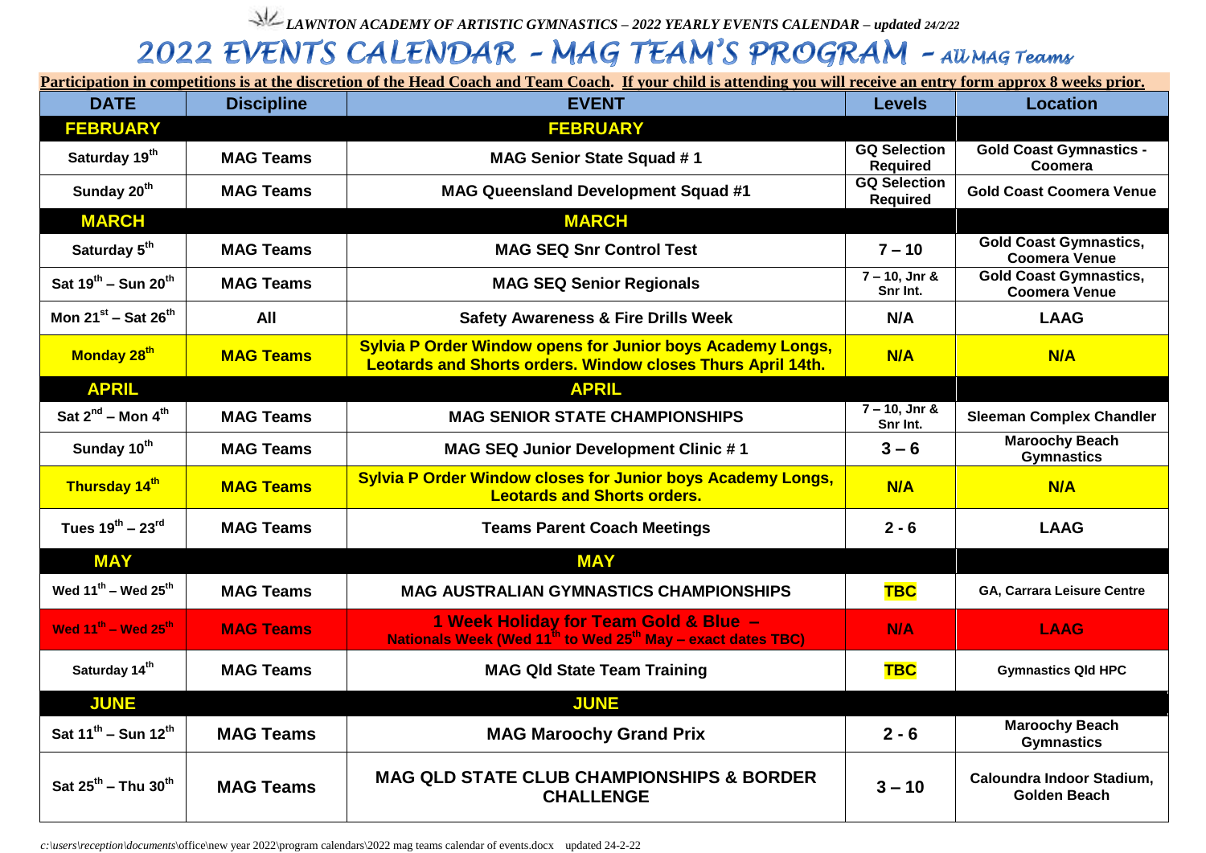*LAWNTON ACADEMY OF ARTISTIC GYMNASTICS – 2022 YEARLY EVENTS CALENDAR – updated 24/2/22*

# 2022 EVENTS CALENDAR - MAG TEAM'S PROGRAM - *All MAG Teams*

**Participation in competitions is at the discretion of the Head Coach and Team Coach. If your child is attending you will receive an entry form approx 8 weeks prior.**

| DATE | Discipline | EVENT | Levels | Location |
|---|---|---|---|---|
| **FEBRUARY** | | **FEBRUARY** | | |
| Saturday 19th | MAG Teams | MAG Senior State Squad # 1 | GQ Selection Required | Gold Coast Gymnastics - Coomera |
| Sunday 20th | MAG Teams | MAG Queensland Development Squad #1 | GQ Selection Required | Gold Coast Coomera Venue |
| **MARCH** | | **MARCH** | | |
| Saturday 5th | MAG Teams | MAG SEQ Snr Control Test | 7 – 10 | Gold Coast Gymnastics, Coomera Venue |
| Sat 19th – Sun 20th | MAG Teams | MAG SEQ Senior Regionals | 7 – 10, Jnr & Snr Int. | Gold Coast Gymnastics, Coomera Venue |
| Mon 21st – Sat 26th | All | Safety Awareness & Fire Drills Week | N/A | LAAG |
| Monday 28th | MAG Teams | Sylvia P Order Window opens for Junior boys Academy Longs, Leotards and Shorts orders. Window closes Thurs April 14th. | N/A | N/A |
| **APRIL** | | **APRIL** | | |
| Sat 2nd – Mon 4th | MAG Teams | MAG SENIOR STATE CHAMPIONSHIPS | 7 – 10, Jnr & Snr Int. | Sleeman Complex Chandler |
| Sunday 10th | MAG Teams | MAG SEQ Junior Development Clinic # 1 | 3 – 6 | Maroochy Beach Gymnastics |
| Thursday 14th | MAG Teams | Sylvia P Order Window closes for Junior boys Academy Longs, Leotards and Shorts orders. | N/A | N/A |
| Tues 19th – 23rd | MAG Teams | Teams Parent Coach Meetings | 2 - 6 | LAAG |
| **MAY** | | **MAY** | | |
| Wed 11th – Wed 25th | MAG Teams | MAG AUSTRALIAN GYMNASTICS CHAMPIONSHIPS | TBC | GA, Carrara Leisure Centre |
| Wed 11th – Wed 25th | MAG Teams | 1 Week Holiday for Team Gold & Blue – Nationals Week (Wed 11th to Wed 25th May – exact dates TBC) | N/A | LAAG |
| Saturday 14th | MAG Teams | MAG Qld State Team Training | TBC | Gymnastics Qld HPC |
| **JUNE** | | **JUNE** | | |
| Sat 11th – Sun 12th | MAG Teams | MAG Maroochy Grand Prix | 2 - 6 | Maroochy Beach Gymnastics |
| Sat 25th – Thu 30th | MAG Teams | MAG QLD STATE CLUB CHAMPIONSHIPS & BORDER CHALLENGE | 3 – 10 | Caloundra Indoor Stadium, Golden Beach |

*c:\users\reception\documents*\office\new year 2022\program calendars\2022 mag teams calendar of events.docx updated 24-2-22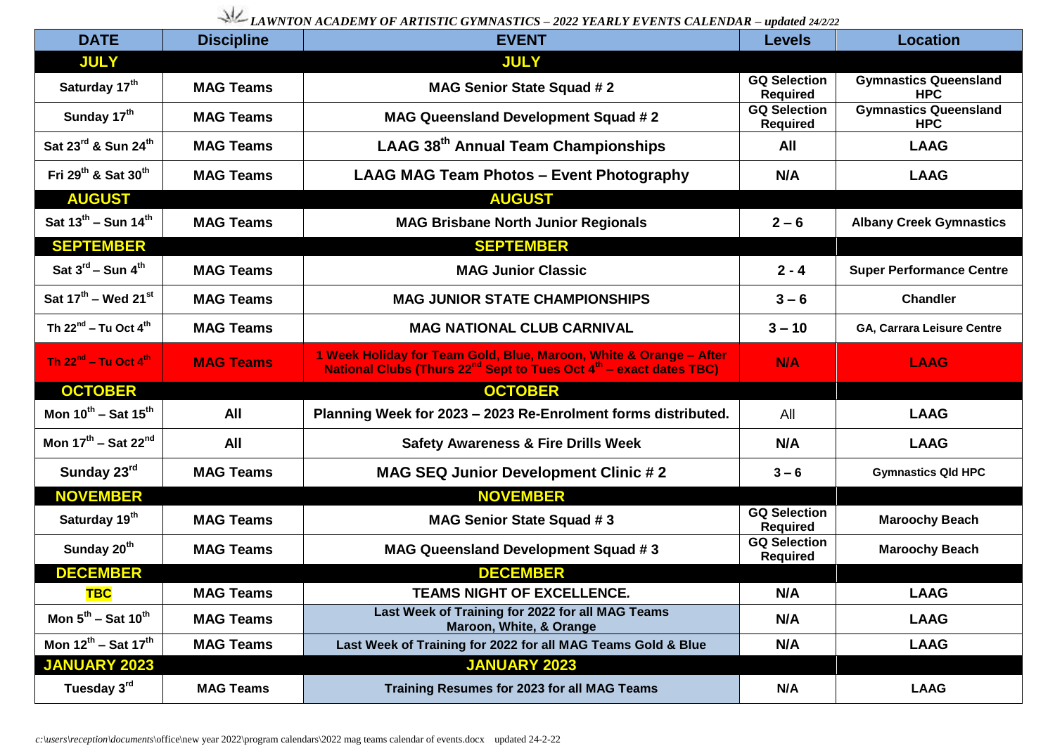*LAWNTON ACADEMY OF ARTISTIC GYMNASTICS – 2022 YEARLY EVENTS CALENDAR – updated 24/2/22*

| DATE | Discipline | EVENT | Levels | Location |
|---|---|---|---|---|
| **JULY** | | **JULY** | | |
| Saturday 17th | MAG Teams | MAG Senior State Squad # 2 | GQ Selection Required | Gymnastics Queensland HPC |
| Sunday 17th | MAG Teams | MAG Queensland Development Squad # 2 | GQ Selection Required | Gymnastics Queensland HPC |
| Sat 23rd & Sun 24th | MAG Teams | LAAG 38th Annual Team Championships | All | LAAG |
| Fri 29th & Sat 30th | MAG Teams | LAAG MAG Team Photos – Event Photography | N/A | LAAG |
| **AUGUST** | | **AUGUST** | | |
| Sat 13th – Sun 14th | MAG Teams | MAG Brisbane North Junior Regionals | 2 – 6 | Albany Creek Gymnastics |
| **SEPTEMBER** | | **SEPTEMBER** | | |
| Sat 3rd – Sun 4th | MAG Teams | MAG Junior Classic | 2 - 4 | Super Performance Centre |
| Sat 17th – Wed 21st | MAG Teams | MAG JUNIOR STATE CHAMPIONSHIPS | 3 – 6 | Chandler |
| Th 22nd – Tu Oct 4th | MAG Teams | MAG NATIONAL CLUB CARNIVAL | 3 – 10 | GA, Carrara Leisure Centre |
| Th 22nd – Tu Oct 4th | MAG Teams | 1 Week Holiday for Team Gold, Blue, Maroon, White & Orange – After National Clubs (Thurs 22nd Sept to Tues Oct 4th – exact dates TBC) | N/A | LAAG |
| **OCTOBER** | | **OCTOBER** | | |
| Mon 10th – Sat 15th | All | Planning Week for 2023 – 2023 Re-Enrolment forms distributed. | All | LAAG |
| Mon 17th – Sat 22nd | All | Safety Awareness & Fire Drills Week | N/A | LAAG |
| Sunday 23rd | MAG Teams | MAG SEQ Junior Development Clinic # 2 | 3 – 6 | Gymnastics Qld HPC |
| **NOVEMBER** | | **NOVEMBER** | | |
| Saturday 19th | MAG Teams | MAG Senior State Squad # 3 | GQ Selection Required | Maroochy Beach |
| Sunday 20th | MAG Teams | MAG Queensland Development Squad # 3 | GQ Selection Required | Maroochy Beach |
| **DECEMBER** | | **DECEMBER** | | |
| TBC | MAG Teams | TEAMS NIGHT OF EXCELLENCE. | N/A | LAAG |
| Mon 5th – Sat 10th | MAG Teams | Last Week of Training for 2022 for all MAG Teams Maroon, White, & Orange | N/A | LAAG |
| Mon 12th – Sat 17th | MAG Teams | Last Week of Training for 2022 for all MAG Teams Gold & Blue | N/A | LAAG |
| **JANUARY 2023** | | **JANUARY 2023** | | |
| Tuesday 3rd | MAG Teams | Training Resumes for 2023 for all MAG Teams | N/A | LAAG |

*c:\users\reception\documents*\office\new year 2022\program calendars\2022 mag teams calendar of events.docx updated 24-2-22